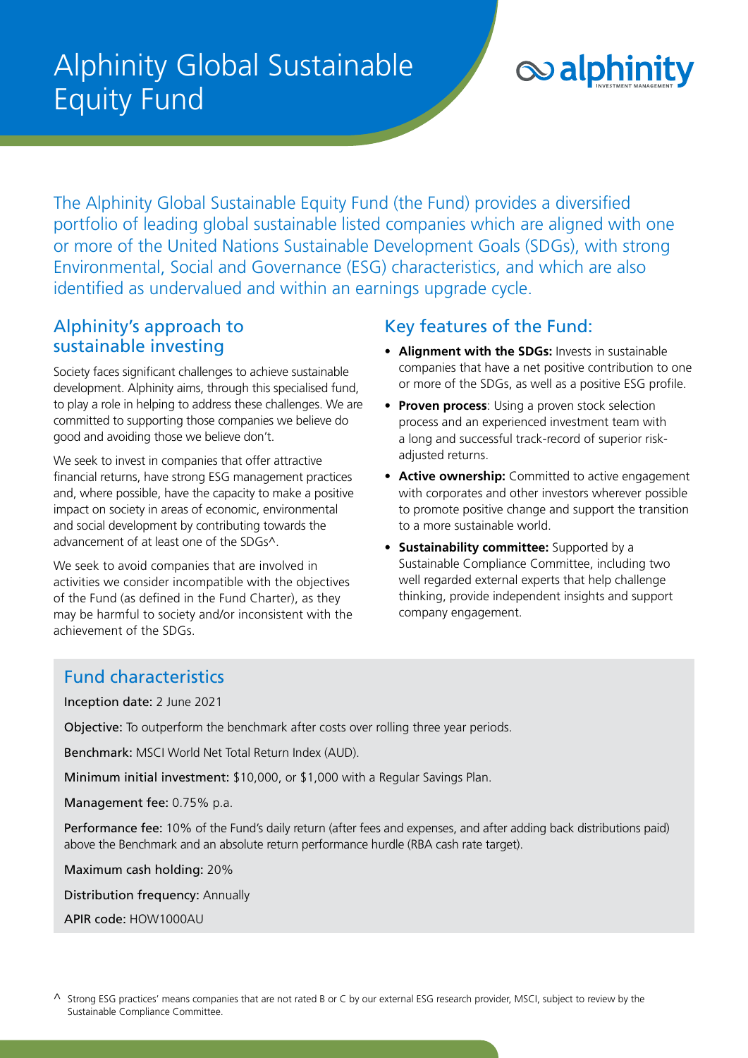# Alphinity Global Sustainable Equity Fund

alphinity INVESTMENT MANAGEMENT

The Alphinity Global Sustainable Equity Fund (the Fund) provides a diversified portfolio of leading global sustainable listed companies which are aligned with one or more of the United Nations Sustainable Development Goals (SDGs), with strong Environmental, Social and Governance (ESG) characteristics, and which are also identified as undervalued and within an earnings upgrade cycle.

## Alphinity's approach to sustainable investing

Society faces significant challenges to achieve sustainable development. Alphinity aims, through this specialised fund, to play a role in helping to address these challenges. We are committed to supporting those companies we believe do good and avoiding those we believe don't.

We seek to invest in companies that offer attractive financial returns, have strong ESG management practices and, where possible, have the capacity to make a positive impact on society in areas of economic, environmental and social development by contributing towards the advancement of at least one of the SDGs^.

We seek to avoid companies that are involved in activities we consider incompatible with the objectives of the Fund (as defined in the Fund Charter), as they may be harmful to society and/or inconsistent with the achievement of the SDGs.

## Key features of the Fund:

- **Alignment with the SDGs:** Invests in sustainable companies that have a net positive contribution to one or more of the SDGs, as well as a positive ESG profile.
- **Proven process**: Using a proven stock selection process and an experienced investment team with a long and successful track-record of superior risk-adjusted returns.
- **Active ownership:** Committed to active engagement with corporates and other investors wherever possible to promote positive change and support the transition to a more sustainable world.
- **Sustainability committee:** Supported by a Sustainable Compliance Committee, including two well regarded external experts that help challenge thinking, provide independent insights and support company engagement.

## Fund characteristics

Inception date: 2 June 2021

Objective: To outperform the benchmark after costs over rolling three year periods.

Benchmark: MSCI World Net Total Return Index (AUD).

Minimum initial investment: $10,000, or $1,000 with a Regular Savings Plan.

Management fee: 0.75% p.a.

Performance fee: 10% of the Fund's daily return (after fees and expenses, and after adding back distributions paid) above the Benchmark and an absolute return performance hurdle (RBA cash rate target).

Maximum cash holding: 20%

Distribution frequency: Annually

APIR code: HOW1000AU

^ Strong ESG practices' means companies that are not rated B or C by our external ESG research provider, MSCI, subject to review by the Sustainable Compliance Committee.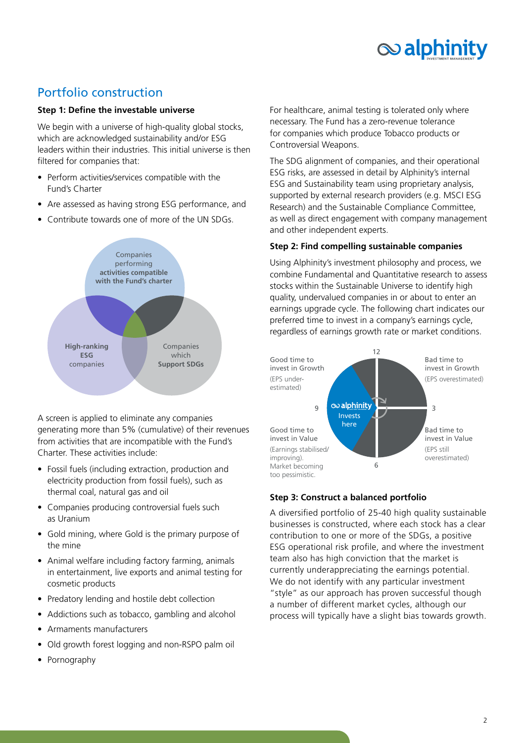## Portfolio construction

### Step 1: Define the investable universe

We begin with a universe of high-quality global stocks, which are acknowledged sustainability and/or ESG leaders within their industries. This initial universe is then filtered for companies that:

- Perform activities/services compatible with the Fund's Charter
- Are assessed as having strong ESG performance, and
- Contribute towards one of more of the UN SDGs.

Companies performing **activities compatible with the Fund's charter**

**High-ranking ESG** companies

Companies which **Support SDGs**

A screen is applied to eliminate any companies generating more than 5% (cumulative) of their revenues from activities that are incompatible with the Fund's Charter. These activities include:

- Fossil fuels (including extraction, production and electricity production from fossil fuels), such as thermal coal, natural gas and oil
- Companies producing controversial fuels such as Uranium
- Gold mining, where Gold is the primary purpose of the mine
- Animal welfare including factory farming, animals in entertainment, live exports and animal testing for cosmetic products
- Predatory lending and hostile debt collection
- Addictions such as tobacco, gambling and alcohol
- Armaments manufacturers
- Old growth forest logging and non-RSPO palm oil
- Pornography

For healthcare, animal testing is tolerated only where necessary. The Fund has a zero-revenue tolerance for companies which produce Tobacco products or Controversial Weapons.

The SDG alignment of companies, and their operational ESG risks, are assessed in detail by Alphinity's internal ESG and Sustainability team using proprietary analysis, supported by external research providers (e.g. MSCI ESG Research) and the Sustainable Compliance Committee, as well as direct engagement with company management and other independent experts.

### Step 2: Find compelling sustainable companies

Using Alphinity's investment philosophy and process, we combine Fundamental and Quantitative research to assess stocks within the Sustainable Universe to identify high quality, undervalued companies in or about to enter an earnings upgrade cycle. The following chart indicates our preferred time to invest in a company's earnings cycle, regardless of earnings growth rate or market conditions.

12

Good time to invest in Growth
(EPS under-estimated)

Bad time to invest in Growth
(EPS overestimated)

9

alphinity Invests here

3

Good time to invest in Value
(Earnings stabilised/ improving). Market becoming too pessimistic.

Bad time to invest in Value
(EPS still overestimated)

6

### Step 3: Construct a balanced portfolio

A diversified portfolio of 25-40 high quality sustainable businesses is constructed, where each stock has a clear contribution to one or more of the SDGs, a positive ESG operational risk profile, and where the investment team also has high conviction that the market is currently underappreciating the earnings potential. We do not identify with any particular investment "style" as our approach has proven successful though a number of different market cycles, although our process will typically have a slight bias towards growth.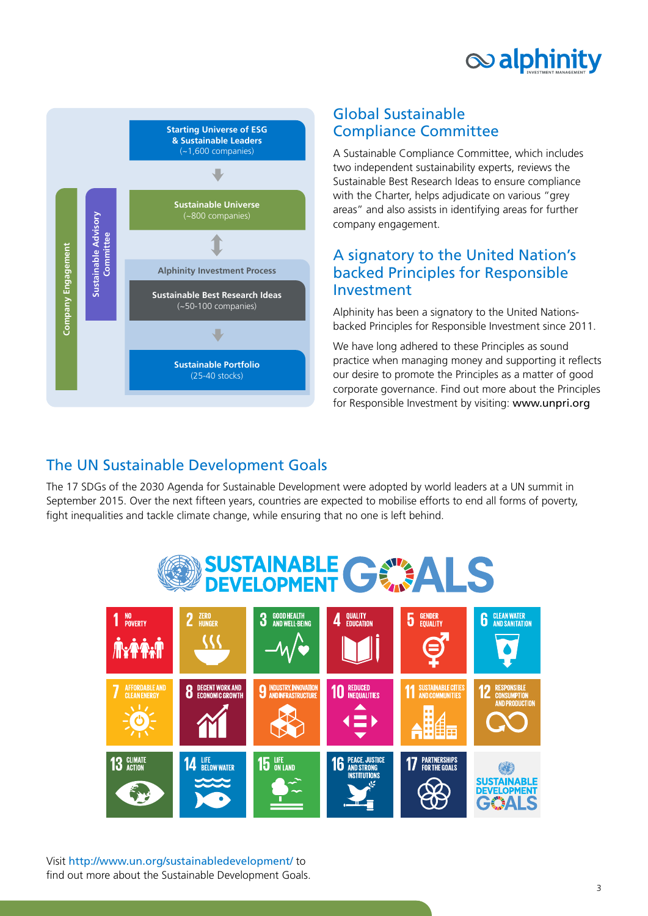Starting Universe of ESG & Sustainable Leaders
(~1,600 companies)

Sustainable Universe
(~800 companies)

Alphinity Investment Process

Sustainable Best Research Ideas
(~50-100 companies)

Sustainable Portfolio
(25-40 stocks)

Company Engagement

Sustainable Advisory Committee

## Global Sustainable Compliance Committee

A Sustainable Compliance Committee, which includes two independent sustainability experts, reviews the Sustainable Best Research Ideas to ensure compliance with the Charter, helps adjudicate on various "grey areas" and also assists in identifying areas for further company engagement.

## A signatory to the United Nation's backed Principles for Responsible Investment

Alphinity has been a signatory to the United Nations-backed Principles for Responsible Investment since 2011.

We have long adhered to these Principles as sound practice when managing money and supporting it reflects our desire to promote the Principles as a matter of good corporate governance. Find out more about the Principles for Responsible Investment by visiting: www.unpri.org

## The UN Sustainable Development Goals

The 17 SDGs of the 2030 Agenda for Sustainable Development were adopted by world leaders at a UN summit in September 2015. Over the next fifteen years, countries are expected to mobilise efforts to end all forms of poverty, fight inequalities and tackle climate change, while ensuring that no one is left behind.

SUSTAINABLE DEVELOPMENT GOALS

1. NO POVERTY
2. ZERO HUNGER
3. GOOD HEALTH AND WELL-BEING
4. QUALITY EDUCATION
5. GENDER EQUALITY
6. CLEAN WATER AND SANITATION
7. AFFORDABLE AND CLEAN ENERGY
8. DECENT WORK AND ECONOMIC GROWTH
9. INDUSTRY, INNOVATION AND INFRASTRUCTURE
10. REDUCED INEQUALITIES
11. SUSTAINABLE CITIES AND COMMUNITIES
12. RESPONSIBLE CONSUMPTION AND PRODUCTION
13. CLIMATE ACTION
14. LIFE BELOW WATER
15. LIFE ON LAND
16. PEACE, JUSTICE AND STRONG INSTITUTIONS
17. PARTNERSHIPS FOR THE GOALS

Visit http://www.un.org/sustainabledevelopment/ to find out more about the Sustainable Development Goals.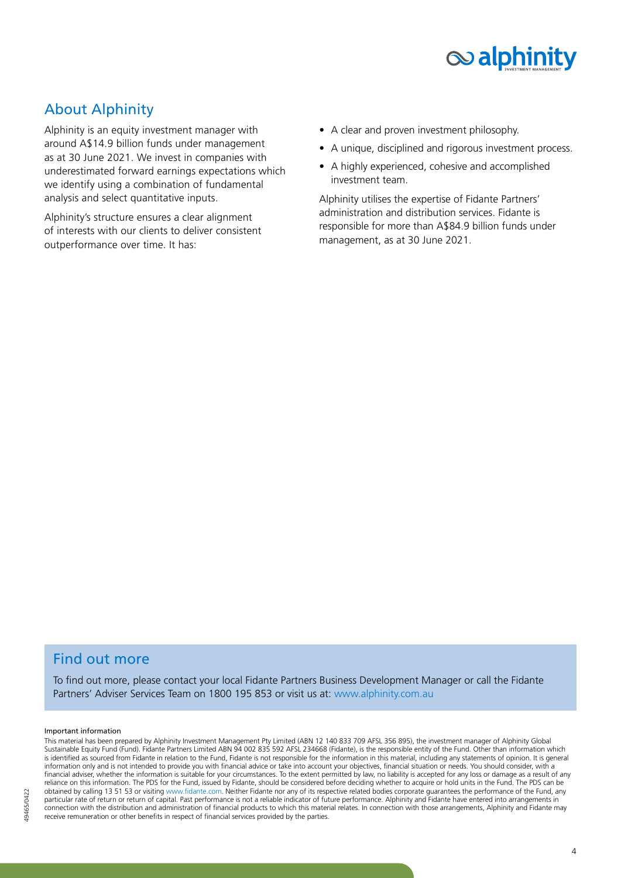## About Alphinity

Alphinity is an equity investment manager with around A$14.9 billion funds under management as at 30 June 2021. We invest in companies with underestimated forward earnings expectations which we identify using a combination of fundamental analysis and select quantitative inputs.

Alphinity's structure ensures a clear alignment of interests with our clients to deliver consistent outperformance over time. It has:

- A clear and proven investment philosophy.
- A unique, disciplined and rigorous investment process.
- A highly experienced, cohesive and accomplished investment team.

Alphinity utilises the expertise of Fidante Partners' administration and distribution services. Fidante is responsible for more than A$84.9 billion funds under management, as at 30 June 2021.

## Find out more

To find out more, please contact your local Fidante Partners Business Development Manager or call the Fidante Partners' Adviser Services Team on 1800 195 853 or visit us at: www.alphinity.com.au

#### Important information

This material has been prepared by Alphinity Investment Management Pty Limited (ABN 12 140 833 709 AFSL 356 895), the investment manager of Alphinity Global Sustainable Equity Fund (Fund). Fidante Partners Limited ABN 94 002 835 592 AFSL 234668 (Fidante), is the responsible entity of the Fund. Other than information which is identified as sourced from Fidante in relation to the Fund, Fidante is not responsible for the information in this material, including any statements of opinion. It is general information only and is not intended to provide you with financial advice or take into account your objectives, financial situation or needs. You should consider, with a financial adviser, whether the information is suitable for your circumstances. To the extent permitted by law, no liability is accepted for any loss or damage as a result of any reliance on this information. The PDS for the Fund, issued by Fidante, should be considered before deciding whether to acquire or hold units in the Fund. The PDS can be obtained by calling 13 51 53 or visiting www.fidante.com. Neither Fidante nor any of its respective related bodies corporate guarantees the performance of the Fund, any particular rate of return or return of capital. Past performance is not a reliable indicator of future performance. Alphinity and Fidante have entered into arrangements in connection with the distribution and administration of financial products to which this material relates. In connection with those arrangements, Alphinity and Fidante may receive remuneration or other benefits in respect of financial services provided by the parties.

49465/0422